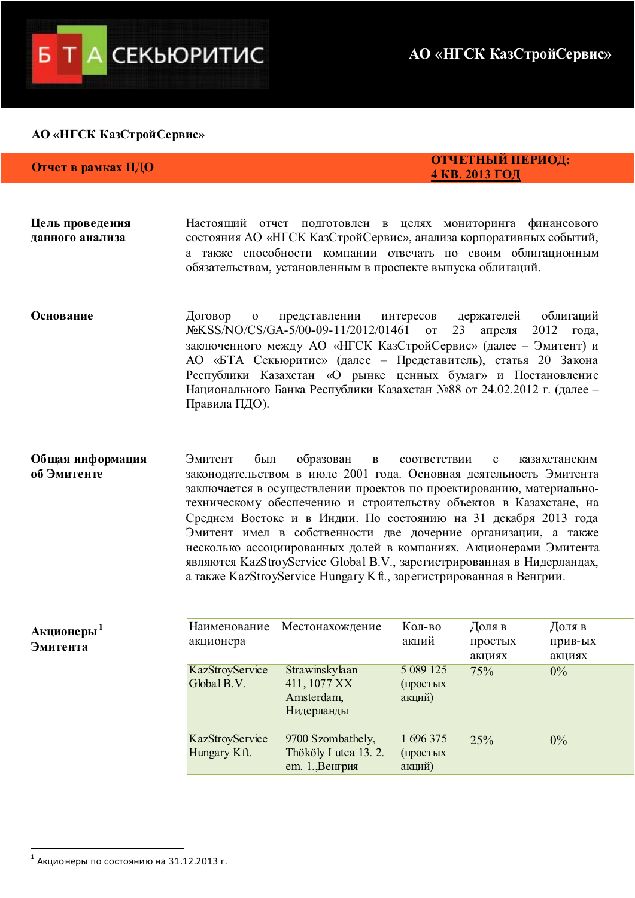БТА СЕКЬЮРИТИС

АО «НГСК КазСтройСервис»

**АО «НГСК КазСтройСервис»**

**Отчет в рамках ПДО**

**ОТЧЕТНЫЙ ПЕРИОД: 4 КВ. 2013 ГОД**

**Цель проведения данного анализа**

Настоящий отчет подготовлен в целях мониторинга финансового состояния АО «НГСК КазСтройСервис», анализа корпоративных событий, а также способности компании отвечать по своим облигационным обязательствам, установленным в проспекте выпуска облигаций.

**Основание**

Договор о представлении интересов держателей облигаций №KSS/NO/CS/GA-5/00-09-11/2012/01461 от 23 апреля 2012 года, заключенного между АО «НГСК КазСтройСервис» (далее – Эмитент) и АО «БТА Секьюритис» (далее – Представитель), статья 20 Закона Республики Казахстан «О рынке ценных бумаг» и Постановление Национального Банка Республики Казахстан №88 от 24.02.2012 г. (далее – Правила ПДО).

**Общая информация об Эмитенте**

Эмитент был образован в соответствии с казахстанским законодательством в июле 2001 года. Основная деятельность Эмитента заключается в осуществлении проектов по проектированию, материально-техническому обеспечению и строительству объектов в Казахстане, на Среднем Востоке и в Индии. По состоянию на 31 декабря 2013 года Эмитент имел в собственности две дочерние организации, а также несколько ассоциированных долей в компаниях. Акционерами Эмитента являются KazStroyService Global B.V., зарегистрированная в Нидерландах, а также KazStroyService Hungary Kft., зарегистрированная в Венгрии.

**Акционеры[1] Эмитента**

| Наименование акционера | Местонахождение | Кол-во акций | Доля в простых акциях | Доля в прив-ых акциях |
|---|---|---|---|---|
| KazStroyService Global B.V. | Strawinskylaan 411, 1077 XX Amsterdam, Нидерланды | 5 089 125 (простых акций) | 75% | 0% |
| KazStroyService Hungary Kft. | 9700 Szombathely, Thököly I utca 13. 2. em. 1.,Венгрия | 1 696 375 (простых акций) | 25% | 0% |

[1] Акционеры по состоянию на 31.12.2013 г.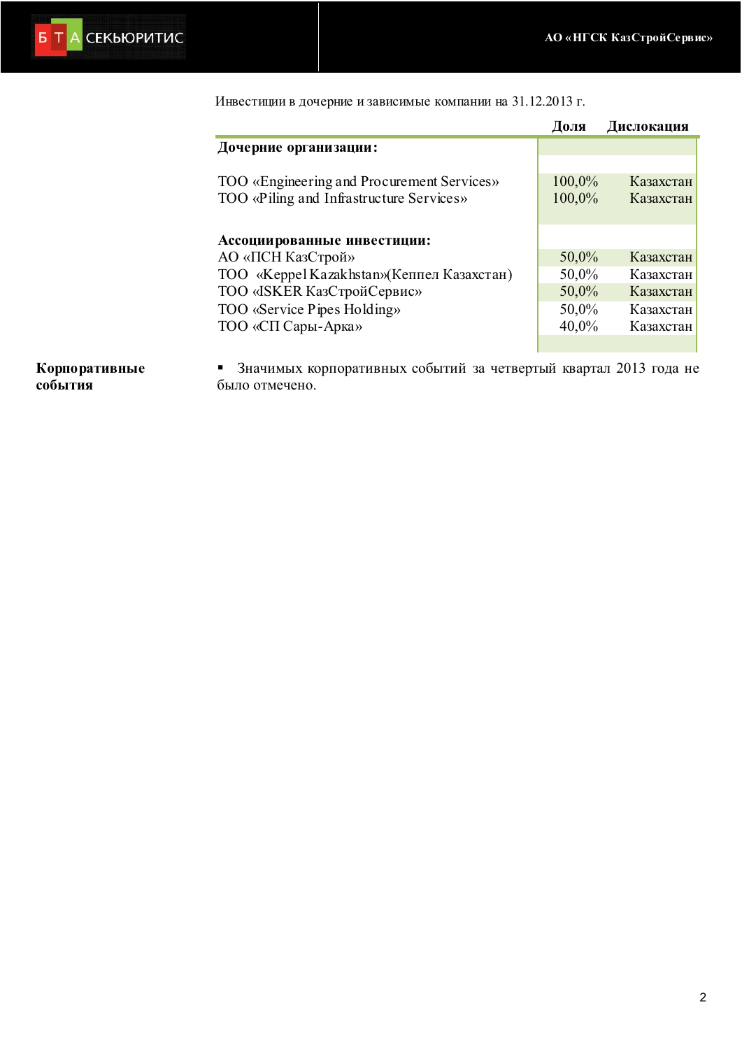Инвестиции в дочерние и зависимые компании на 31.12.2013 г.

| | Доля | Дислокация |
|---|---|---|
| **Дочерние организации:** | | |
| ТОО «Engineering and Procurement Services» | 100,0% | Казахстан |
| ТОО «Piling and Infrastructure Services» | 100,0% | Казахстан |
| **Ассоциированные инвестиции:** | | |
| АО «ПСН КазСтрой» | 50,0% | Казахстан |
| ТОО «Keppel Kazakhstan»(Кеппел Казахстан) | 50,0% | Казахстан |
| ТОО «ISKER КазСтройСервис» | 50,0% | Казахстан |
| ТОО «Service Pipes Holding» | 50,0% | Казахстан |
| ТОО «СП Сары-Арка» | 40,0% | Казахстан |

**Корпоративные события**

- Значимых корпоративных событий за четвертый квартал 2013 года не было отмечено.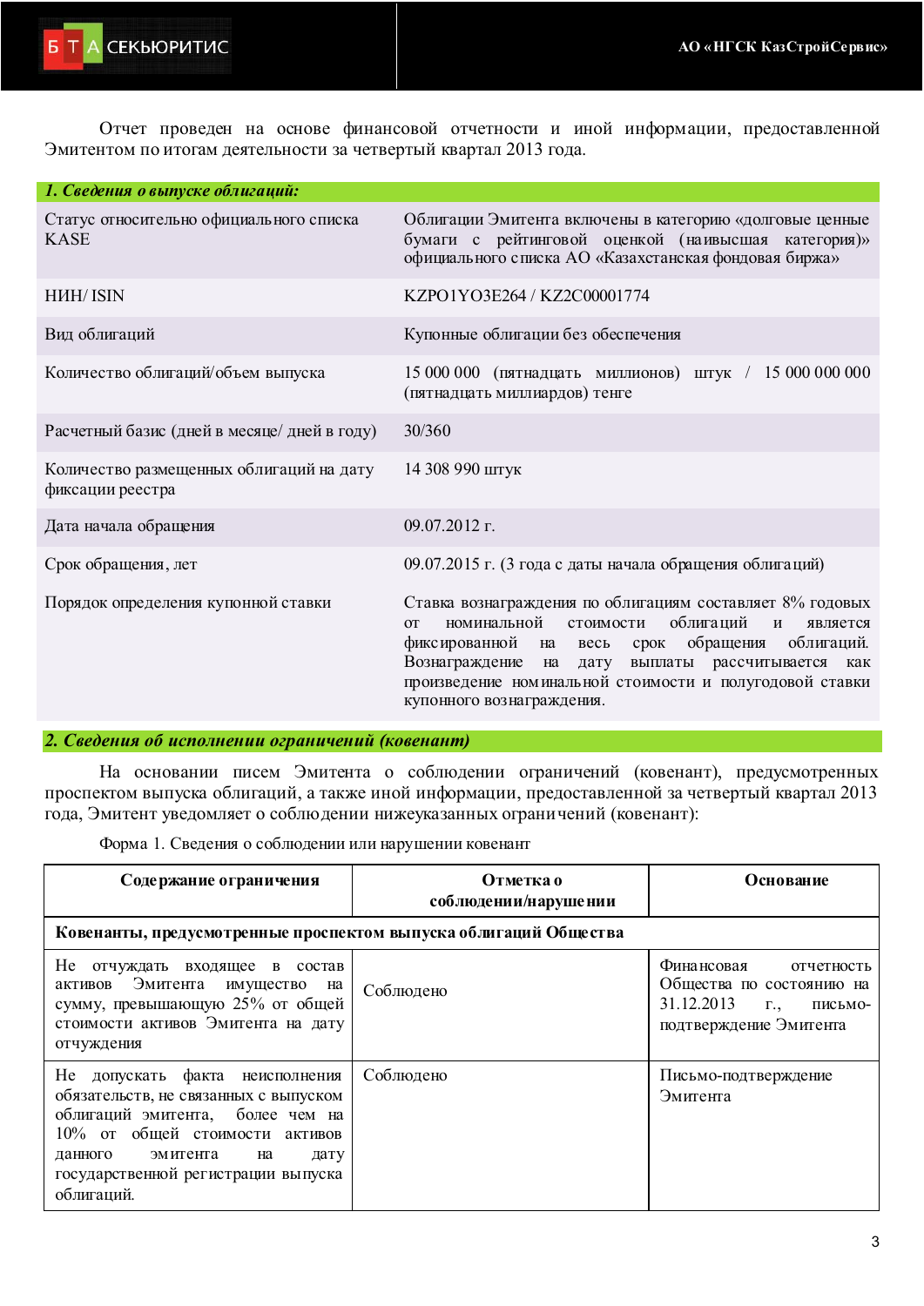Отчет проведен на основе финансовой отчетности и иной информации, предоставленной Эмитентом по итогам деятельности за четвертый квартал 2013 года.

| *1. Сведения о выпуске облигаций:* | |
|---|---|
| Статус относительно официального списка KASE | Облигации Эмитента включены в категорию «долговые ценные бумаги с рейтинговой оценкой (наивысшая категория)» официального списка АО «Казахстанская фондовая биржа» |
| НИН/ ISIN | KZPO1YO3E264 / KZ2C00001774 |
| Вид облигаций | Купонные облигации без обеспечения |
| Количество облигаций/объем выпуска | 15 000 000 (пятнадцать миллионов) штук / 15 000 000 000 (пятнадцать миллиардов) тенге |
| Расчетный базис (дней в месяце/ дней в году) | 30/360 |
| Количество размещенных облигаций на дату фиксации реестра | 14 308 990 штук |
| Дата начала обращения | 09.07.2012 г. |
| Срок обращения, лет | 09.07.2015 г. (3 года с даты начала обращения облигаций) |
| Порядок определения купонной ставки | Ставка вознаграждения по облигациям составляет 8% годовых от номинальной стоимости облигаций и является фиксированной на весь срок обращения облигаций. Вознаграждение на дату выплаты рассчитывается как произведение номинальной стоимости и полугодовой ставки купонного вознаграждения. |

## *2. Сведения об исполнении ограничений (ковенант)*

На основании писем Эмитента о соблюдении ограничений (ковенант), предусмотренных проспектом выпуска облигаций, а также иной информации, предоставленной за четвертый квартал 2013 года, Эмитент уведомляет о соблюдении нижеуказанных ограничений (ковенант):

Форма 1. Сведения о соблюдении или нарушении ковенант

| Содержание ограничения | Отметка о соблюдении/нарушении | Основание |
|---|---|---|
| **Ковенанты, предусмотренные проспектом выпуска облигаций Общества** | | |
| Не отчуждать входящее в состав активов Эмитента имущество на сумму, превышающую 25% от общей стоимости активов Эмитента на дату отчуждения | Соблюдено | Финансовая отчетность Общества по состоянию на 31.12.2013 г., письмо-подтверждение Эмитента |
| Не допускать факта неисполнения обязательств, не связанных с выпуском облигаций эмитента, более чем на 10% от общей стоимости активов данного эмитента на дату государственной регистрации выпуска облигаций. | Соблюдено | Письмо-подтверждение Эмитента |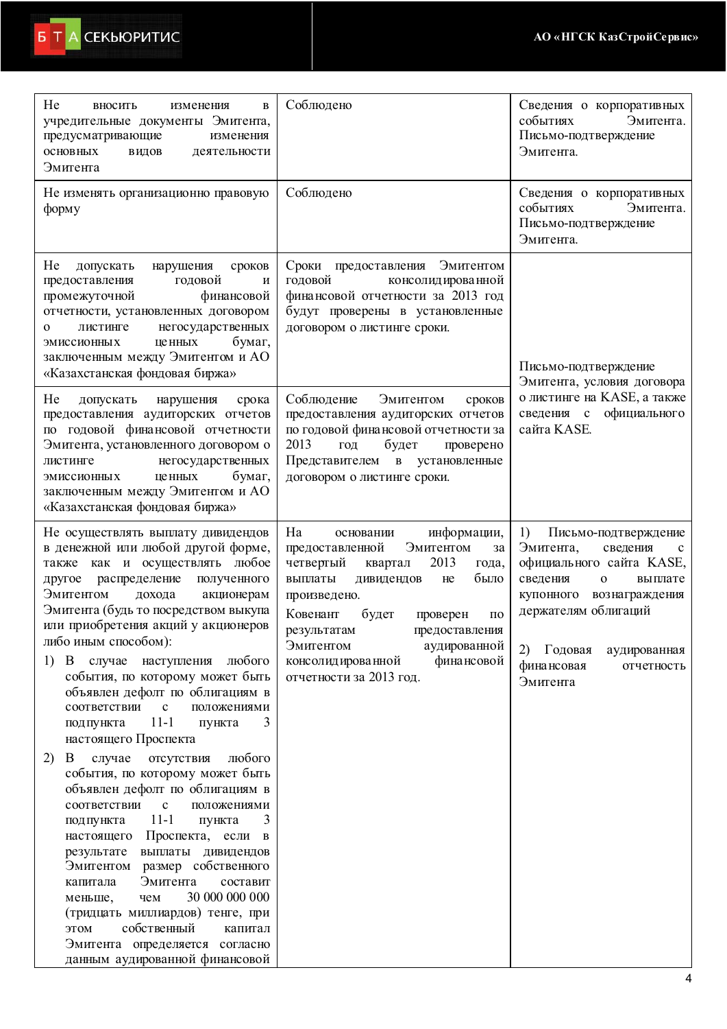| | | |
|---|---|---|
| Не вносить изменения в учредительные документы Эмитента, предусматривающие изменения основных видов деятельности Эмитента | Соблюдено | Сведения о корпоративных событиях Эмитента. Письмо-подтверждение Эмитента. |
| Не изменять организационно правовую форму | Соблюдено | Сведения о корпоративных событиях Эмитента. Письмо-подтверждение Эмитента. |
| Не допускать нарушения сроков предоставления годовой и промежуточной финансовой отчетности, установленных договором о листинге негосударственных эмиссионных ценных бумаг, заключенным между Эмитентом и АО «Казахстанская фондовая биржа» | Сроки предоставления Эмитентом годовой консолидированной финансовой отчетности за 2013 год будут проверены в установленные договором о листинге сроки. | Письмо-подтверждение Эмитента, условия договора о листинге на KASE, а также сведения с официального сайта KASE. |
| Не допускать нарушения срока предоставления аудиторских отчетов по годовой финансовой отчетности Эмитента, установленного договором о листинге негосударственных эмиссионных ценных бумаг, заключенным между Эмитентом и АО «Казахстанская фондовая биржа» | Соблюдение Эмитентом сроков предоставления аудиторских отчетов по годовой финансовой отчетности за 2013 год будет проверено Представителем в установленные договором о листинге сроки. | |
| Не осуществлять выплату дивидендов в денежной или любой другой форме, также как и осуществлять любое другое распределение полученного Эмитентом дохода акционерам Эмитента (будь то посредством выкупа или приобретения акций у акционеров либо иным способом):<br>1) В случае наступления любого события, по которому может быть объявлен дефолт по облигациям в соответствии с положениями подпункта 11-1 пункта 3 настоящего Проспекта<br>2) В случае отсутствия любого события, по которому может быть объявлен дефолт по облигациям в соответствии с положениями подпункта 11-1 пункта 3 настоящего Проспекта, если в результате выплаты дивидендов Эмитентом размер собственного капитала Эмитента составит меньше, чем 30 000 000 000 (тридцать миллиардов) тенге, при этом собственный капитал Эмитента определяется согласно данным аудированной финансовой | На основании информации, предоставленной Эмитентом за четвертый квартал 2013 года, выплаты дивидендов не было произведено.<br>Ковенант будет проверен по результатам предоставления Эмитентом аудированной консолидированной финансовой отчетности за 2013 год. | 1) Письмо-подтверждение Эмитента, сведения с официального сайта KASE, сведения о выплате купонного вознаграждения держателям облигаций<br>2) Годовая аудированная финансовая отчетность Эмитента |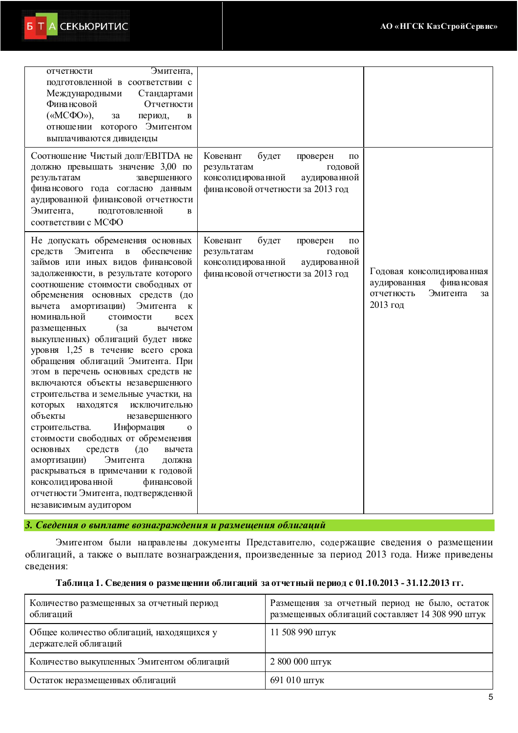| | | |
|---|---|---|
| отчетности Эмитента, подготовленной в соответствии с Международными Стандартами Финансовой Отчетности («МСФО»), за период, в отношении которого Эмитентом выплачиваются дивиденды | | |
| Соотношение Чистый долг/EBITDA не должно превышать значение 3,00 по результатам завершенного финансового года согласно данным аудированной финансовой отчетности Эмитента, подготовленной в соответствии с МСФО | Ковенант будет проверен по результатам годовой консолидированной аудированной финансовой отчетности за 2013 год | Годовая консолидированная аудированная финансовая отчетность Эмитента за 2013 год |
| Не допускать обременения основных средств Эмитента в обеспечение займов или иных видов финансовой задолженности, в результате которого соотношение стоимости свободных от обременения основных средств (до вычета амортизации) Эмитента к номинальной стоимости всех размещенных (за вычетом выкупленных) облигаций будет ниже уровня 1,25 в течение всего срока обращения облигаций Эмитента. При этом в перечень основных средств не включаются объекты незавершенного строительства и земельные участки, на которых находятся исключительно объекты незавершенного строительства. Информация о стоимости свободных от обременения основных средств (до вычета амортизации) Эмитента должна раскрываться в примечании к годовой консолидированной финансовой отчетности Эмитента, подтвержденной независимым аудитором | Ковенант будет проверен по результатам годовой консолидированной аудированной финансовой отчетности за 2013 год | |

### *3. Сведения о выплате вознаграждения и размещения облигаций*

Эмитентом были направлены документы Представителю, содержащие сведения о размещении облигаций, а также о выплате вознаграждения, произведенные за период 2013 года. Ниже приведены сведения:

**Таблица 1. Сведения о размещении облигаций за отчетный период с 01.10.2013 - 31.12.2013 гг.**

| | |
|---|---|
| Количество размещенных за отчетный период облигаций | Размещения за отчетный период не было, остаток размещенных облигаций составляет 14 308 990 штук |
| Общее количество облигаций, находящихся у держателей облигаций | 11 508 990 штук |
| Количество выкупленных Эмитентом облигаций | 2 800 000 штук |
| Остаток неразмещенных облигаций | 691 010 штук |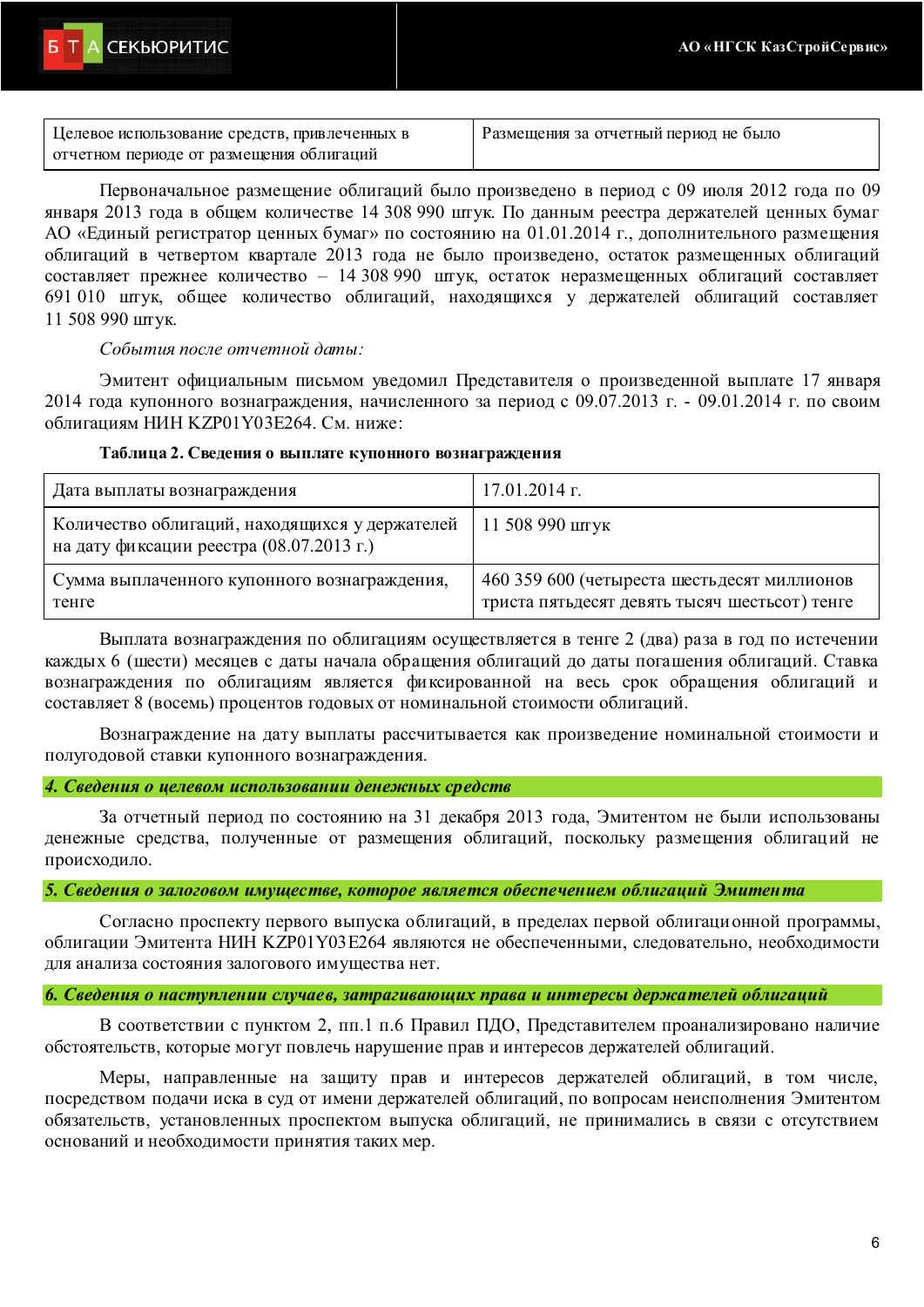| | |
|---|---|
| Целевое использование средств, привлеченных в отчетном периоде от размещения облигаций | Размещения за отчетный период не было |

Первоначальное размещение облигаций было произведено в период с 09 июля 2012 года по 09 января 2013 года в общем количестве 14 308 990 штук. По данным реестра держателей ценных бумаг АО «Единый регистратор ценных бумаг» по состоянию на 01.01.2014 г., дополнительного размещения облигаций в четвертом квартале 2013 года не было произведено, остаток размещенных облигаций составляет прежнее количество – 14 308 990 штук, остаток неразмещенных облигаций составляет 691 010 штук, общее количество облигаций, находящихся у держателей облигаций составляет 11 508 990 штук.

*События после отчетной даты:*

Эмитент официальным письмом уведомил Представителя о произведенной выплате 17 января 2014 года купонного вознаграждения, начисленного за период с 09.07.2013 г. - 09.01.2014 г. по своим облигациям НИН KZP01Y03E264. См. ниже:

**Таблица 2. Сведения о выплате купонного вознаграждения**

| | |
|---|---|
| Дата выплаты вознаграждения | 17.01.2014 г. |
| Количество облигаций, находящихся у держателей на дату фиксации реестра (08.07.2013 г.) | 11 508 990 штук |
| Сумма выплаченного купонного вознаграждения, тенге | 460 359 600 (четыреста шестьдесят миллионов триста пятьдесят девять тысяч шестьсот) тенге |

Выплата вознаграждения по облигациям осуществляется в тенге 2 (два) раза в год по истечении каждых 6 (шести) месяцев с даты начала обращения облигаций до даты погашения облигаций. Ставка вознаграждения по облигациям является фиксированной на весь срок обращения облигаций и составляет 8 (восемь) процентов годовых от номинальной стоимости облигаций.

Вознаграждение на дату выплаты рассчитывается как произведение номинальной стоимости и полугодовой ставки купонного вознаграждения.

## *4. Сведения о целевом использовании денежных средств*

За отчетный период по состоянию на 31 декабря 2013 года, Эмитентом не были использованы денежные средства, полученные от размещения облигаций, поскольку размещения облигаций не происходило.

## *5. Сведения о залоговом имуществе, которое является обеспечением облигаций Эмитента*

Согласно проспекту первого выпуска облигаций, в пределах первой облигационной программы, облигации Эмитента НИН KZP01Y03E264 являются не обеспеченными, следовательно, необходимости для анализа состояния залогового имущества нет.

## *6. Сведения о наступлении случаев, затрагивающих права и интересы держателей облигаций*

В соответствии с пунктом 2, пп.1 п.6 Правил ПДО, Представителем проанализировано наличие обстоятельств, которые могут повлечь нарушение прав и интересов держателей облигаций.

Меры, направленные на защиту прав и интересов держателей облигаций, в том числе, посредством подачи иска в суд от имени держателей облигаций, по вопросам неисполнения Эмитентом обязательств, установленных проспектом выпуска облигаций, не принимались в связи с отсутствием оснований и необходимости принятия таких мер.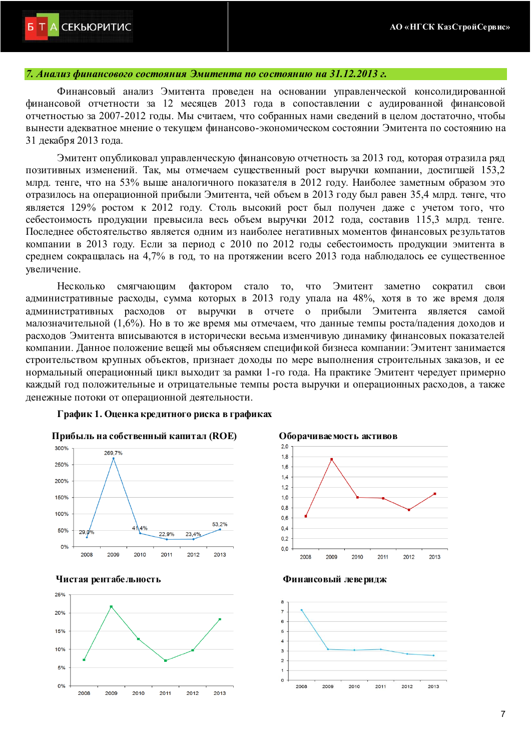## 7. Анализ финансового состояния Эмитента по состоянию на 31.12.2013 г.

Финансовый анализ Эмитента проведен на основании управленческой консолидированной финансовой отчетности за 12 месяцев 2013 года в сопоставлении с аудированной финансовой отчетностью за 2007-2012 годы. Мы считаем, что собранных нами сведений в целом достаточно, чтобы вынести адекватное мнение о текущем финансово-экономическом состоянии Эмитента по состоянию на 31 декабря 2013 года.

Эмитент опубликовал управленческую финансовую отчетность за 2013 год, которая отразила ряд позитивных изменений. Так, мы отмечаем существенный рост выручки компании, достигшей 153,2 млрд. тенге, что на 53% выше аналогичного показателя в 2012 году. Наиболее заметным образом это отразилось на операционной прибыли Эмитента, чей объем в 2013 году был равен 35,4 млрд. тенге, что является 129% ростом к 2012 году. Столь высокий рост был получен даже с учетом того, что себестоимость продукции превысила весь объем выручки 2012 года, составив 115,3 млрд. тенге. Последнее обстоятельство является одним из наиболее негативных моментов финансовых результатов компании в 2013 году. Если за период с 2010 по 2012 годы себестоимость продукции эмитента в среднем сокращалась на 4,7% в год, то на протяжении всего 2013 года наблюдалось ее существенное увеличение.

Несколько смягчающим фактором стало то, что Эмитент заметно сократил свои административные расходы, сумма которых в 2013 году упала на 48%, хотя в то же время доля административных расходов от выручки в отчете о прибыли Эмитента является самой малозначительной (1,6%). Но в то же время мы отмечаем, что данные темпы роста/падения доходов и расходов Эмитента вписываются в исторически весьма изменчивую динамику финансовых показателей компании. Данное положение вещей мы объясняем спецификой бизнеса компании: Эмитент занимается строительством крупных объектов, признает доходы по мере выполнения строительных заказов, и ее нормальный операционный цикл выходит за рамки 1-го года. На практике Эмитент чередует примерно каждый год положительные и отрицательные темпы роста выручки и операционных расходов, а также денежные потоки от операционной деятельности.

**График 1. Оценка кредитного риска в графиках**

**Прибыль на собственный капитал (ROE)**

300%
250%
200%
150%
100%
50%
0%
2008 2009 2010 2011 2012 2013
29,0%
269,7%
41,4%
22,9%
23,4%
53,2%

**Оборачиваемость активов**

2,0
1,8
1,6
1,4
1,2
1,0
0,8
0,6
0,4
0,2
0,0
2008 2009 2010 2011 2012 2013

**Чистая рентабельность**

25%
20%
15%
10%
5%
0%
2008 2009 2010 2011 2012 2013

**Финансовый леверидж**

8
7
6
5
4
3
2
1
0
2008 2009 2010 2011 2012 2013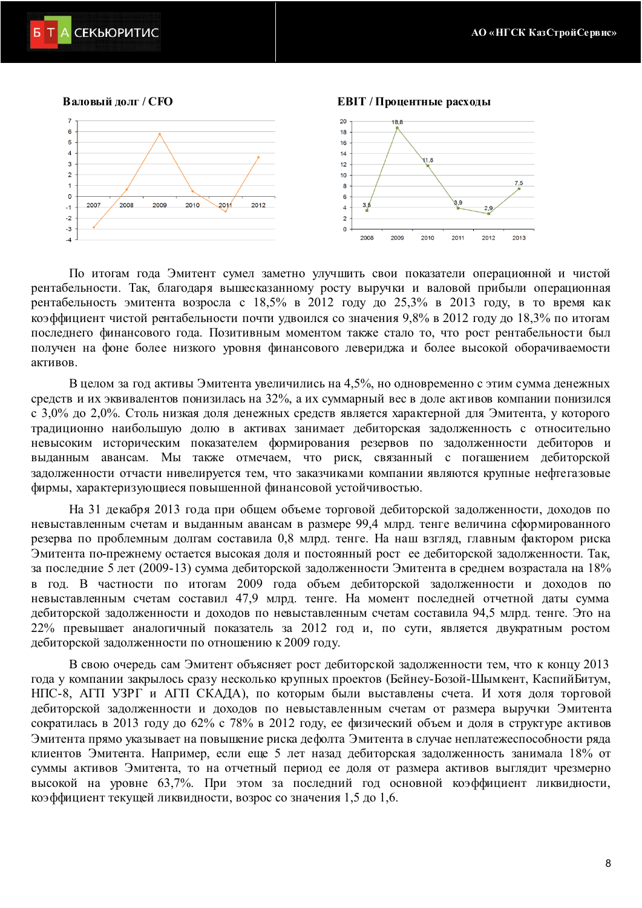**Валовый долг / CFO**

7
6
5
4
3
2
1
0
-1
-2
-3
-4
2007 2008 2009 2010 2011 2012

**EBIT / Процентные расходы**

20
18
16
14
12
10
8
6
4
2
0
18,8
11,8
3,5
3,9
2,9
7,5
2008 2009 2010 2011 2012 2013

По итогам года Эмитент сумел заметно улучшить свои показатели операционной и чистой рентабельности. Так, благодаря вышесказанному росту выручки и валовой прибыли операционная рентабельность эмитента возросла с 18,5% в 2012 году до 25,3% в 2013 году, в то время как коэффициент чистой рентабельности почти удвоился со значения 9,8% в 2012 году до 18,3% по итогам последнего финансового года. Позитивным моментом также стало то, что рост рентабельности был получен на фоне более низкого уровня финансового левериджа и более высокой оборачиваемости активов.

В целом за год активы Эмитента увеличились на 4,5%, но одновременно с этим сумма денежных средств и их эквивалентов понизилась на 32%, а их суммарный вес в доле активов компании понизился с 3,0% до 2,0%. Столь низкая доля денежных средств является характерной для Эмитента, у которого традиционно наибольшую долю в активах занимает дебиторская задолженность с относительно невысоким историческим показателем формирования резервов по задолженности дебиторов и выданным авансам. Мы также отмечаем, что риск, связанный с погашением дебиторской задолженности отчасти нивелируется тем, что заказчиками компании являются крупные нефтегазовые фирмы, характеризующиеся повышенной финансовой устойчивостью.

На 31 декабря 2013 года при общем объеме торговой дебиторской задолженности, доходов по невыставленным счетам и выданным авансам в размере 99,4 млрд. тенге величина сформированного резерва по проблемным долгам составила 0,8 млрд. тенге. На наш взгляд, главным фактором риска Эмитента по-прежнему остается высокая доля и постоянный рост ее дебиторской задолженности. Так, за последние 5 лет (2009-13) сумма дебиторской задолженности Эмитента в среднем возрастала на 18% в год. В частности по итогам 2009 года объем дебиторской задолженности и доходов по невыставленным счетам составил 47,9 млрд. тенге. На момент последней отчетной даты сумма дебиторской задолженности и доходов по невыставленным счетам составила 94,5 млрд. тенге. Это на 22% превышает аналогичный показатель за 2012 год и, по сути, является двукратным ростом дебиторской задолженности по отношению к 2009 году.

В свою очередь сам Эмитент объясняет рост дебиторской задолженности тем, что к концу 2013 года у компании закрылось сразу несколько крупных проектов (Бейнеу-Бозой-Шымкент, КаспийБитум, НПС-8, АГП УЗРГ и АГП СКАДА), по которым были выставлены счета. И хотя доля торговой дебиторской задолженности и доходов по невыставленным счетам от размера выручки Эмитента сократилась в 2013 году до 62% с 78% в 2012 году, ее физический объем и доля в структуре активов Эмитента прямо указывает на повышение риска дефолта Эмитента в случае неплатежеспособности ряда клиентов Эмитента. Например, если еще 5 лет назад дебиторская задолженность занимала 18% от суммы активов Эмитента, то на отчетный период ее доля от размера активов выглядит чрезмерно высокой на уровне 63,7%. При этом за последний год основной коэффициент ликвидности, коэффициент текущей ликвидности, возрос со значения 1,5 до 1,6.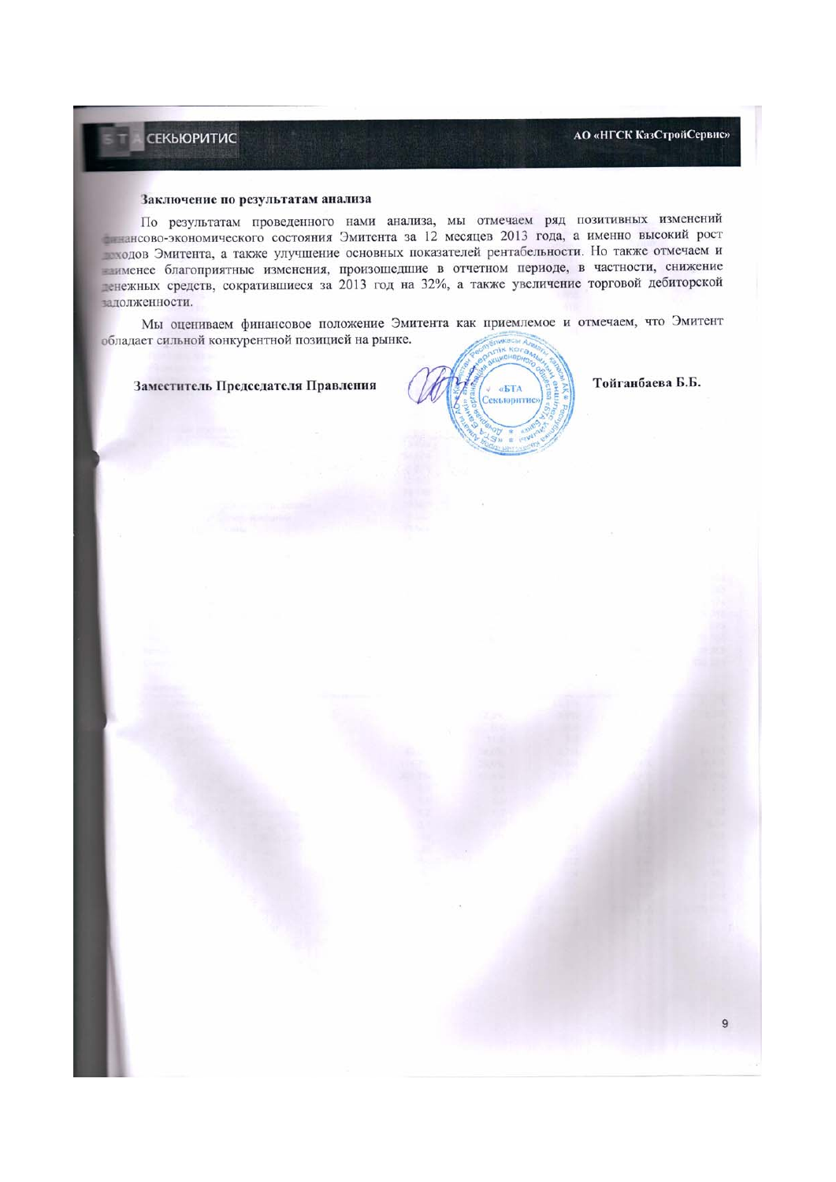**Заключение по результатам анализа**

По результатам проведенного нами анализа, мы отмечаем ряд позитивных изменений финансово-экономического состояния Эмитента за 12 месяцев 2013 года, а именно высокий рост доходов Эмитента, а также улучшение основных показателей рентабельности. Но также отмечаем и наименее благоприятные изменения, произошедшие в отчетном периоде, в частности, снижение денежных средств, сократившиеся за 2013 год на 32%, а также увеличение торговой дебиторской задолженности.

Мы оцениваем финансовое положение Эмитента как приемлемое и отмечаем, что Эмитент обладает сильной конкурентной позицией на рынке.

**Заместитель Председателя Правления** **Тойганбаева Б.Б.**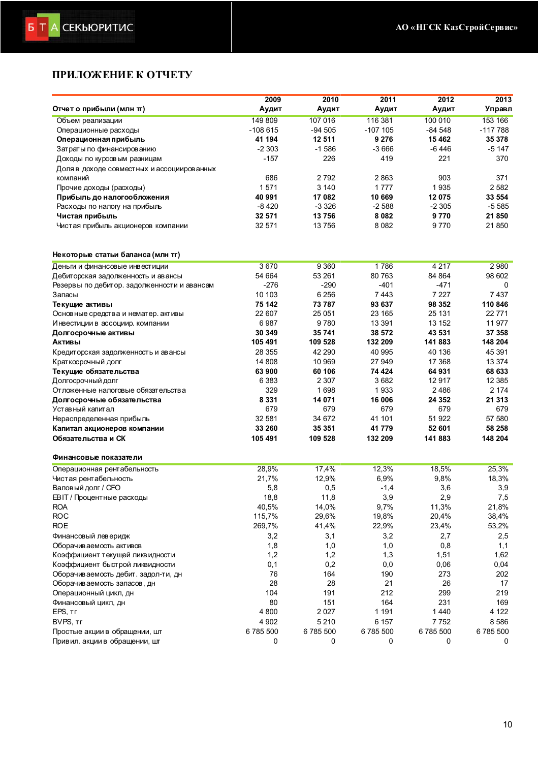## ПРИЛОЖЕНИЕ К ОТЧЕТУ

| Отчет о прибыли (млн тг) | 2009 Аудит | 2010 Аудит | 2011 Аудит | 2012 Аудит | 2013 Управл |
|---|---|---|---|---|---|
| Объем реализации | 149 809 | 107 016 | 116 381 | 100 010 | 153 166 |
| Операционные расходы | -108 615 | -94 505 | -107 105 | -84 548 | -117 788 |
| **Операционная прибыль** | **41 194** | **12 511** | **9 276** | **15 462** | **35 378** |
| Затраты по финансированию | -2 303 | -1 586 | -3 666 | -6 446 | -5 147 |
| Доходы по курсовым разницам | -157 | 226 | 419 | 221 | 370 |
| Доля в доходе совместных и ассоциированных компаний | 686 | 2 792 | 2 863 | 903 | 371 |
| Прочие доходы (расходы) | 1 571 | 3 140 | 1 777 | 1 935 | 2 582 |
| **Прибыль до налогообложения** | **40 991** | **17 082** | **10 669** | **12 075** | **33 554** |
| Расходы по налогу на прибыль | -8 420 | -3 326 | -2 588 | -2 305 | -5 585 |
| **Чистая прибыль** | **32 571** | **13 756** | **8 082** | **9 770** | **21 850** |
| Чистая прибыль акционеров компании | 32 571 | 13 756 | 8 082 | 9 770 | 21 850 |

| Некоторые статьи баланса (млн тг) | 2009 | 2010 | 2011 | 2012 | 2013 |
|---|---|---|---|---|---|
| Деньги и финансовые инвестиции | 3 670 | 9 360 | 1 786 | 4 217 | 2 980 |
| Дебиторская задолженность и авансы | 54 664 | 53 261 | 80 763 | 84 864 | 98 602 |
| Резервы по дебитор. задолженности и авансам | -276 | -290 | -401 | -471 | 0 |
| Запасы | 10 103 | 6 256 | 7 443 | 7 227 | 7 437 |
| **Текущие активы** | **75 142** | **73 787** | **93 637** | **98 352** | **110 846** |
| Основные средства и header. активы | 22 607 | 25 051 | 23 165 | 25 131 | 22 771 |
| Инвестиции в ассоцир. компании | 6 987 | 9 780 | 13 391 | 13 152 | 11 977 |
| **Долгосрочные активы** | **30 349** | **35 741** | **38 572** | **43 531** | **37 358** |
| **Активы** | **105 491** | **109 528** | **132 209** | **141 883** | **148 204** |
| Кредиторская задолженность и авансы | 28 355 | 42 290 | 40 995 | 40 136 | 45 391 |
| Краткосрочный долг | 14 808 | 10 969 | 27 949 | 17 368 | 13 374 |
| **Текущие обязательства** | **63 900** | **60 106** | **74 424** | **64 931** | **68 633** |
| Долгосрочный долг | 6 383 | 2 307 | 3 682 | 12 917 | 12 385 |
| Отложенные налоговые обязательства | 329 | 1 698 | 1 933 | 2 486 | 2 174 |
| **Долгосрочные обязательства** | **8 331** | **14 071** | **16 006** | **24 352** | **21 313** |
| Уставный капитал | 679 | 679 | 679 | 679 | 679 |
| Нераспределенная прибыль | 32 581 | 34 672 | 41 101 | 51 922 | 57 580 |
| **Капитал акционеров компании** | **33 260** | **35 351** | **41 779** | **52 601** | **58 258** |
| **Обязательства и СК** | **105 491** | **109 528** | **132 209** | **141 883** | **148 204** |

| Финансовые показатели | 2009 | 2010 | 2011 | 2012 | 2013 |
|---|---|---|---|---|---|
| Операционная рентабельность | 28,9% | 17,4% | 12,3% | 18,5% | 25,3% |
| Чистая рентабельность | 21,7% | 12,9% | 6,9% | 9,8% | 18,3% |
| Валовый долг / CFO | 5,8 | 0,5 | -1,4 | 3,6 | 3,9 |
| EBIT / Процентные расходы | 18,8 | 11,8 | 3,9 | 2,9 | 7,5 |
| ROA | 40,5% | 14,0% | 9,7% | 11,3% | 21,8% |
| ROC | 115,7% | 29,6% | 19,8% | 20,4% | 38,4% |
| ROE | 269,7% | 41,4% | 22,9% | 23,4% | 53,2% |
| Финансовый леверидж | 3,2 | 3,1 | 3,2 | 2,7 | 2,5 |
| Оборачиваемость активов | 1,8 | 1,0 | 1,0 | 0,8 | 1,1 |
| Коэффициент текущей ликвидности | 1,2 | 1,2 | 1,3 | 1,51 | 1,62 |
| Коэффициент быстрой ликвидности | 0,1 | 0,2 | 0,0 | 0,06 | 0,04 |
| Оборачиваемость дебит. задол-ти, дн | 76 | 164 | 190 | 273 | 202 |
| Оборачиваемость запасов, дн | 28 | 28 | 21 | 26 | 17 |
| Операционный цикл, дн | 104 | 191 | 212 | 299 | 219 |
| Финансовый цикл, дн | 80 | 151 | 164 | 231 | 169 |
| EPS, тг | 4 800 | 2 027 | 1 191 | 1 440 | 4 122 |
| BVPS, тг | 4 902 | 5 210 | 6 157 | 7 752 | 8 586 |
| Простые акции в обращении, шт | 6 785 500 | 6 785 500 | 6 785 500 | 6 785 500 | 6 785 500 |
| Привил. акции в обращении, шт | 0 | 0 | 0 | 0 | 0 |